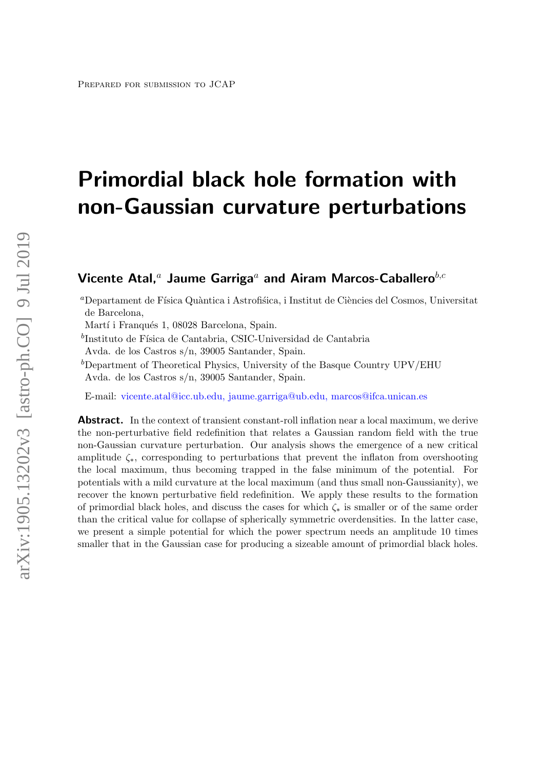Prepared for submission to JCAP

# Primordial black hole formation with non-Gaussian curvature perturbations

**Vicente Atal,**[a] **Jaume Garriga**[a] **and Airam Marcos-Caballero**[b,c]

[a]Departament de Física Quàntica i Astrofiśica, i Institut de Ciències del Cosmos, Universitat de Barcelona,
Martí i Franqués 1, 08028 Barcelona, Spain.

[b]Instituto de Física de Cantabria, CSIC-Universidad de Cantabria
Avda. de los Castros s/n, 39005 Santander, Spain.

[b]Department of Theoretical Physics, University of the Basque Country UPV/EHU
Avda. de los Castros s/n, 39005 Santander, Spain.

E-mail: vicente.atal@icc.ub.edu, jaume.garriga@ub.edu, marcos@ifca.unican.es

**Abstract.** In the context of transient constant-roll inflation near a local maximum, we derive the non-perturbative field redefinition that relates a Gaussian random field with the true non-Gaussian curvature perturbation. Our analysis shows the emergence of a new critical amplitude $\zeta_*$, corresponding to perturbations that prevent the inflaton from overshooting the local maximum, thus becoming trapped in the false minimum of the potential. For potentials with a mild curvature at the local maximum (and thus small non-Gaussianity), we recover the known perturbative field redefinition. We apply these results to the formation of primordial black holes, and discuss the cases for which $\zeta_*$ is smaller or of the same order than the critical value for collapse of spherically symmetric overdensities. In the latter case, we present a simple potential for which the power spectrum needs an amplitude 10 times smaller that in the Gaussian case for producing a sizeable amount of primordial black holes.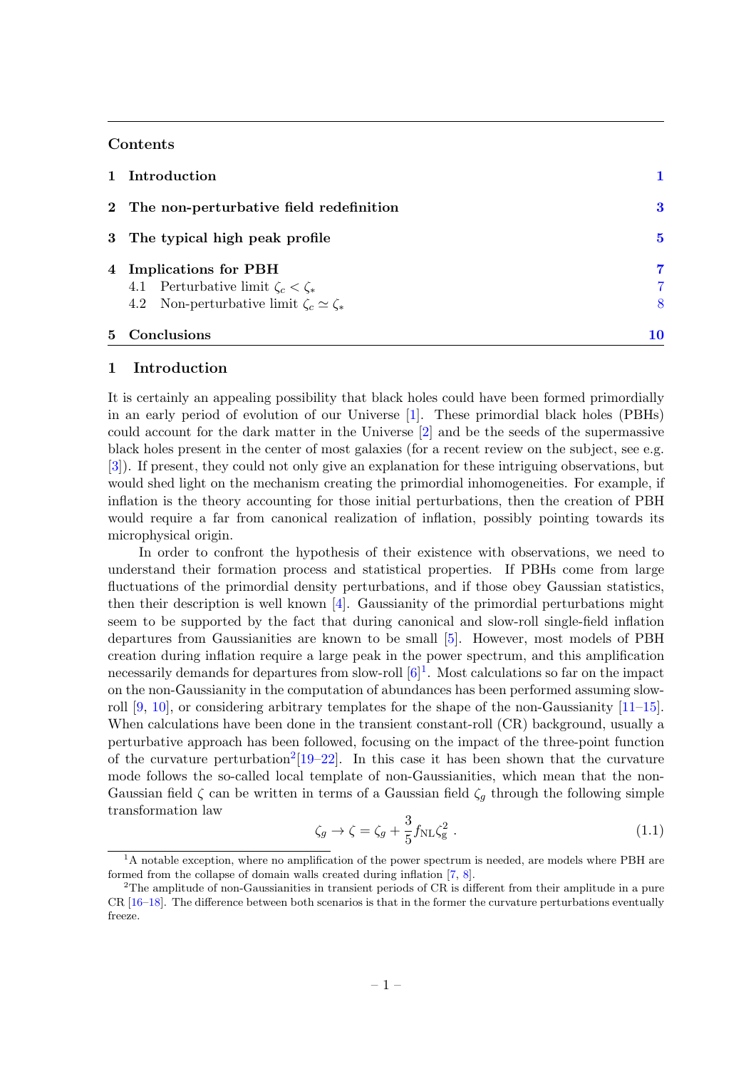## Contents

| | | |
|---|---|---|
| **1** | **Introduction** | **1** |
| **2** | **The non-perturbative field redefinition** | **3** |
| **3** | **The typical high peak profile** | **5** |
| **4** | **Implications for PBH** | **7** |
| | 4.1 Perturbative limit $\zeta_c < \zeta_*$ | 7 |
| | 4.2 Non-perturbative limit $\zeta_c \simeq \zeta_*$ | 8 |
| **5** | **Conclusions** | **10** |

# 1 Introduction

It is certainly an appealing possibility that black holes could have been formed primordially in an early period of evolution of our Universe [1]. These primordial black holes (PBHs) could account for the dark matter in the Universe [2] and be the seeds of the supermassive black holes present in the center of most galaxies (for a recent review on the subject, see e.g. [3]). If present, they could not only give an explanation for these intriguing observations, but would shed light on the mechanism creating the primordial inhomogeneities. For example, if inflation is the theory accounting for those initial perturbations, then the creation of PBH would require a far from canonical realization of inflation, possibly pointing towards its microphysical origin.

In order to confront the hypothesis of their existence with observations, we need to understand their formation process and statistical properties. If PBHs come from large fluctuations of the primordial density perturbations, and if those obey Gaussian statistics, then their description is well known [4]. Gaussianity of the primordial perturbations might seem to be supported by the fact that during canonical and slow-roll single-field inflation departures from Gaussianities are known to be small [5]. However, most models of PBH creation during inflation require a large peak in the power spectrum, and this amplification necessarily demands for departures from slow-roll [6][1]. Most calculations so far on the impact on the non-Gaussianity in the computation of abundances has been performed assuming slow-roll [9, 10], or considering arbitrary templates for the shape of the non-Gaussianity [11–15]. When calculations have been done in the transient constant-roll (CR) background, usually a perturbative approach has been followed, focusing on the impact of the three-point function of the curvature perturbation[2][19–22]. In this case it has been shown that the curvature mode follows the so-called local template of non-Gaussianities, which mean that the non-Gaussian field $\zeta$ can be written in terms of a Gaussian field $\zeta_g$ through the following simple transformation law

$$\zeta_g \to \zeta = \zeta_g + \frac{3}{5} f_{\rm NL} \zeta_g^2 \, . \tag{1.1}$$

[1] A notable exception, where no amplification of the power spectrum is needed, are models where PBH are formed from the collapse of domain walls created during inflation [7, 8].

[2] The amplitude of non-Gaussianities in transient periods of CR is different from their amplitude in a pure CR [16–18]. The difference between both scenarios is that in the former the curvature perturbations eventually freeze.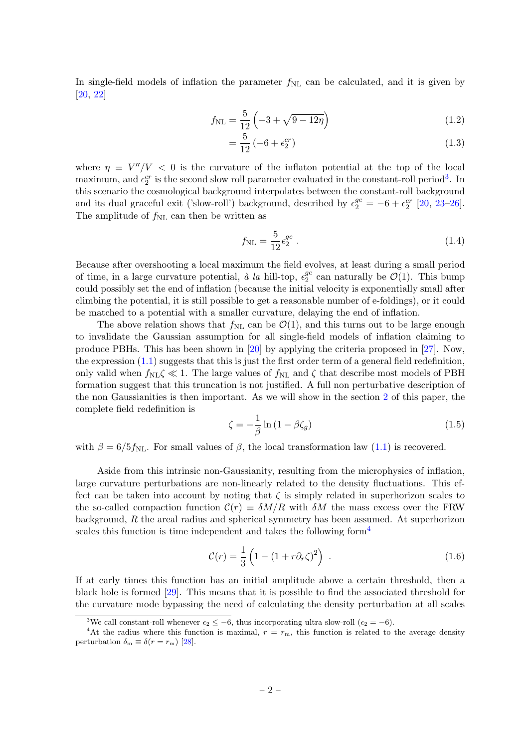In single-field models of inflation the parameter $f_{\rm NL}$ can be calculated, and it is given by [20, 22]

$$f_{\rm NL} = \frac{5}{12}\left(-3+\sqrt{9-12\eta}\right) \tag{1.2}$$

$$= \frac{5}{12}\left(-6+\epsilon_2^{cr}\right) \tag{1.3}$$

where $\eta \equiv V''/V < 0$ is the curvature of the inflaton potential at the top of the local maximum, and $\epsilon_2^{cr}$ is the second slow roll parameter evaluated in the constant-roll period[3]. In this scenario the cosmological background interpolates between the constant-roll background and its dual graceful exit ('slow-roll') background, described by $\epsilon_2^{ge} = -6 + \epsilon_2^{cr}$ [20, 23–26]. The amplitude of $f_{\rm NL}$ can then be written as

$$f_{\rm NL} = \frac{5}{12}\epsilon_2^{ge} \ . \tag{1.4}$$

Because after overshooting a local maximum the field evolves, at least during a small period of time, in a large curvature potential, *à la* hill-top, $\epsilon_2^{ge}$ can naturally be $\mathcal{O}(1)$. This bump could possibly set the end of inflation (because the initial velocity is exponentially small after climbing the potential, it is still possible to get a reasonable number of e-foldings), or it could be matched to a potential with a smaller curvature, delaying the end of inflation.

The above relation shows that $f_{\rm NL}$ can be $\mathcal{O}(1)$, and this turns out to be large enough to invalidate the Gaussian assumption for all single-field models of inflation claiming to produce PBHs. This has been shown in [20] by applying the criteria proposed in [27]. Now, the expression (1.1) suggests that this is just the first order term of a general field redefinition, only valid when $f_{\rm NL}\zeta \ll 1$. The large values of $f_{\rm NL}$ and $\zeta$ that describe most models of PBH formation suggest that this truncation is not justified. A full non perturbative description of the non Gaussianities is then important. As we will show in the section 2 of this paper, the complete field redefinition is

$$\zeta = -\frac{1}{\beta}\ln\left(1-\beta\zeta_g\right) \tag{1.5}$$

with $\beta = 6/5 f_{\rm NL}$. For small values of $\beta$, the local transformation law (1.1) is recovered.

Aside from this intrinsic non-Gaussianity, resulting from the microphysics of inflation, large curvature perturbations are non-linearly related to the density fluctuations. This effect can be taken into account by noting that $\zeta$ is simply related in superhorizon scales to the so-called compaction function $\mathcal{C}(r) \equiv \delta M/R$ with $\delta M$ the mass excess over the FRW background, $R$ the areal radius and spherical symmetry has been assumed. At superhorizon scales this function is time independent and takes the following form[4]

$$\mathcal{C}(r) = \frac{1}{3}\left(1-\left(1+r\partial_r\zeta\right)^2\right) \ . \tag{1.6}$$

If at early times this function has an initial amplitude above a certain threshold, then a black hole is formed [29]. This means that it is possible to find the associated threshold for the curvature mode bypassing the need of calculating the density perturbation at all scales

[3] We call constant-roll whenever $\epsilon_2 \leq -6$, thus incorporating ultra slow-roll ($\epsilon_2 = -6$).

[4] At the radius where this function is maximal, $r = r_{\rm m}$, this function is related to the average density perturbation $\delta_{\rm m} \equiv \delta(r = r_{\rm m})$ [28].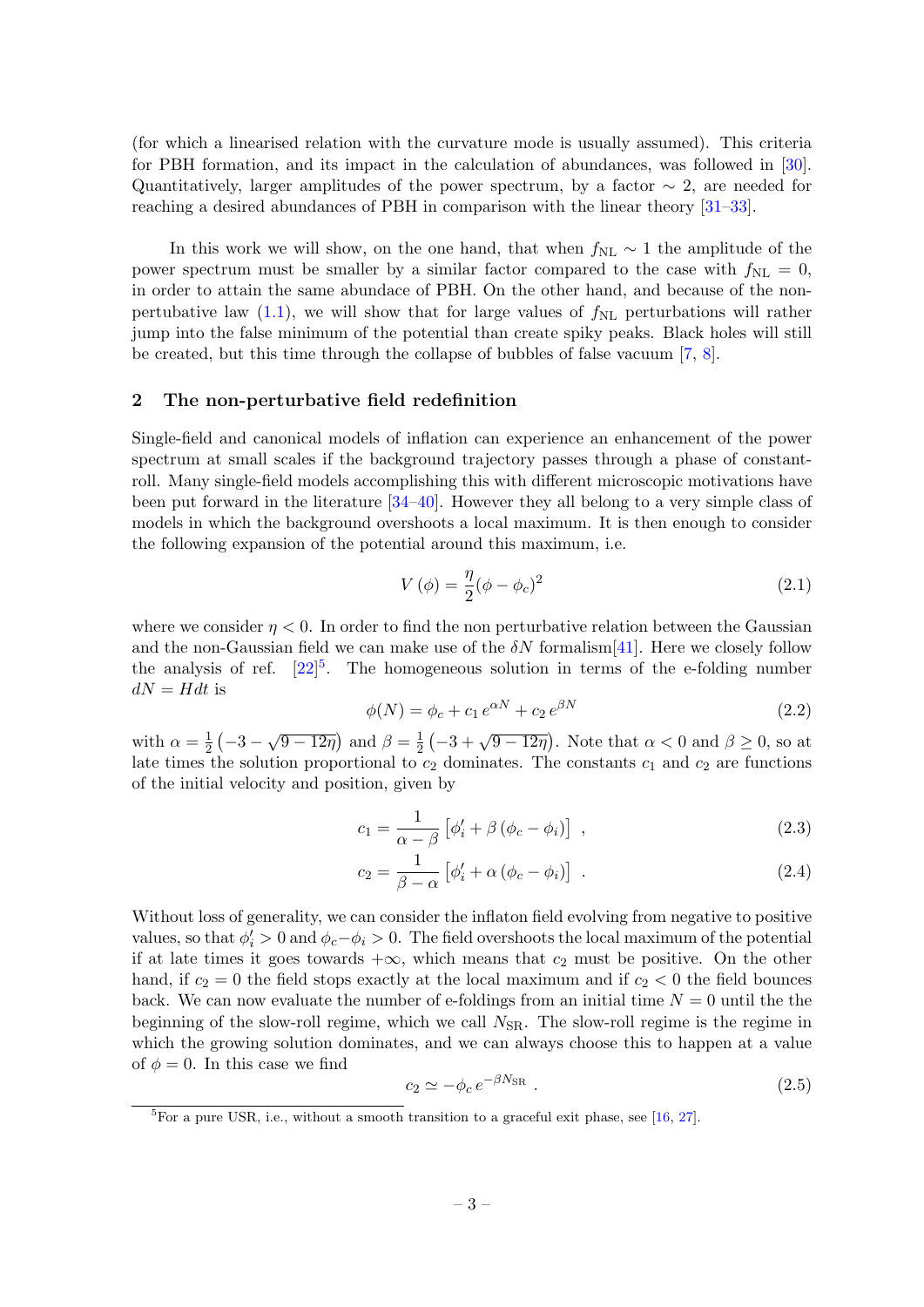(for which a linearised relation with the curvature mode is usually assumed). This criteria for PBH formation, and its impact in the calculation of abundances, was followed in [30]. Quantitatively, larger amplitudes of the power spectrum, by a factor $\sim 2$, are needed for reaching a desired abundances of PBH in comparison with the linear theory [31–33].

In this work we will show, on the one hand, that when $f_{\rm NL} \sim 1$ the amplitude of the power spectrum must be smaller by a similar factor compared to the case with $f_{\rm NL} = 0$, in order to attain the same abundace of PBH. On the other hand, and because of the non-pertubative law (1.1), we will show that for large values of $f_{\rm NL}$ perturbations will rather jump into the false minimum of the potential than create spiky peaks. Black holes will still be created, but this time through the collapse of bubbles of false vacuum [7, 8].

## 2 The non-perturbative field redefinition

Single-field and canonical models of inflation can experience an enhancement of the power spectrum at small scales if the background trajectory passes through a phase of constant-roll. Many single-field models accomplishing this with different microscopic motivations have been put forward in the literature [34–40]. However they all belong to a very simple class of models in which the background overshoots a local maximum. It is then enough to consider the following expansion of the potential around this maximum, i.e.

$$V(\phi) = \frac{\eta}{2}(\phi - \phi_c)^2 \tag{2.1}$$

where we consider $\eta < 0$. In order to find the non perturbative relation between the Gaussian and the non-Gaussian field we can make use of the $\delta N$ formalism[41]. Here we closely follow the analysis of ref. [22][5]. The homogeneous solution in terms of the e-folding number $dN = Hdt$ is

$$\phi(N) = \phi_c + c_1\, e^{\alpha N} + c_2\, e^{\beta N} \tag{2.2}$$

with $\alpha = \frac{1}{2}\left(-3 - \sqrt{9 - 12\eta}\right)$ and $\beta = \frac{1}{2}\left(-3 + \sqrt{9 - 12\eta}\right)$. Note that $\alpha < 0$ and $\beta \geq 0$, so at late times the solution proportional to $c_2$ dominates. The constants $c_1$ and $c_2$ are functions of the initial velocity and position, given by

$$c_1 = \frac{1}{\alpha - \beta}\left[\phi_i' + \beta\left(\phi_c - \phi_i\right)\right] \ , \tag{2.3}$$

$$c_2 = \frac{1}{\beta - \alpha}\left[\phi_i' + \alpha\left(\phi_c - \phi_i\right)\right] \ . \tag{2.4}$$

Without loss of generality, we can consider the inflaton field evolving from negative to positive values, so that $\phi_i' > 0$ and $\phi_c - \phi_i > 0$. The field overshoots the local maximum of the potential if at late times it goes towards $+\infty$, which means that $c_2$ must be positive. On the other hand, if $c_2 = 0$ the field stops exactly at the local maximum and if $c_2 < 0$ the field bounces back. We can now evaluate the number of e-foldings from an initial time $N = 0$ until the the beginning of the slow-roll regime, which we call $N_{\rm SR}$. The slow-roll regime is the regime in which the growing solution dominates, and we can always choose this to happen at a value of $\phi = 0$. In this case we find

$$c_2 \simeq -\phi_c\, e^{-\beta N_{\rm SR}} \ . \tag{2.5}$$

[5] For a pure USR, i.e., without a smooth transition to a graceful exit phase, see [16, 27].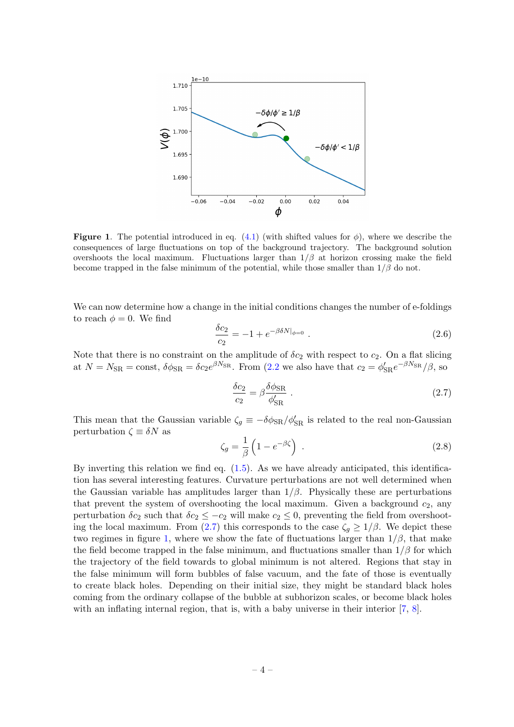**Figure 1**. The potential introduced in eq. (4.1) (with shifted values for $\phi$), where we describe the consequences of large fluctuations on top of the background trajectory. The background solution overshoots the local maximum. Fluctuations larger than $1/\beta$ at horizon crossing make the field become trapped in the false minimum of the potential, while those smaller than $1/\beta$ do not.

We can now determine how a change in the initial conditions changes the number of e-foldings to reach $\phi = 0$. We find

$$\frac{\delta c_2}{c_2} = -1 + e^{-\beta \delta N|_{\phi=0}} . \tag{2.6}$$

Note that there is no constraint on the amplitude of $\delta c_2$ with respect to $c_2$. On a flat slicing at $N = N_{\rm SR} = \text{const}$, $\delta\phi_{\rm SR} = \delta c_2 e^{\beta N_{\rm SR}}$. From (2.2 we also have that $c_2 = \phi'_{\rm SR} e^{-\beta N_{\rm SR}}/\beta$, so

$$\frac{\delta c_2}{c_2} = \beta \frac{\delta\phi_{\rm SR}}{\phi'_{\rm SR}} . \tag{2.7}$$

This mean that the Gaussian variable $\zeta_g \equiv -\delta\phi_{\rm SR}/\phi'_{\rm SR}$ is related to the real non-Gaussian perturbation $\zeta \equiv \delta N$ as

$$\zeta_g = \frac{1}{\beta}\left(1 - e^{-\beta\zeta}\right) . \tag{2.8}$$

By inverting this relation we find eq. (1.5). As we have already anticipated, this identification has several interesting features. Curvature perturbations are not well determined when the Gaussian variable has amplitudes larger than $1/\beta$. Physically these are perturbations that prevent the system of overshooting the local maximum. Given a background $c_2$, any perturbation $\delta c_2$ such that $\delta c_2 \leq -c_2$ will make $c_2 \leq 0$, preventing the field from overshooting the local maximum. From (2.7) this corresponds to the case $\zeta_g \geq 1/\beta$. We depict these two regimes in figure 1, where we show the fate of fluctuations larger than $1/\beta$, that make the field become trapped in the false minimum, and fluctuations smaller than $1/\beta$ for which the trajectory of the field towards to global minimum is not altered. Regions that stay in the false minimum will form bubbles of false vacuum, and the fate of those is eventually to create black holes. Depending on their initial size, they might be standard black holes coming from the ordinary collapse of the bubble at subhorizon scales, or become black holes with an inflating internal region, that is, with a baby universe in their interior [7, 8].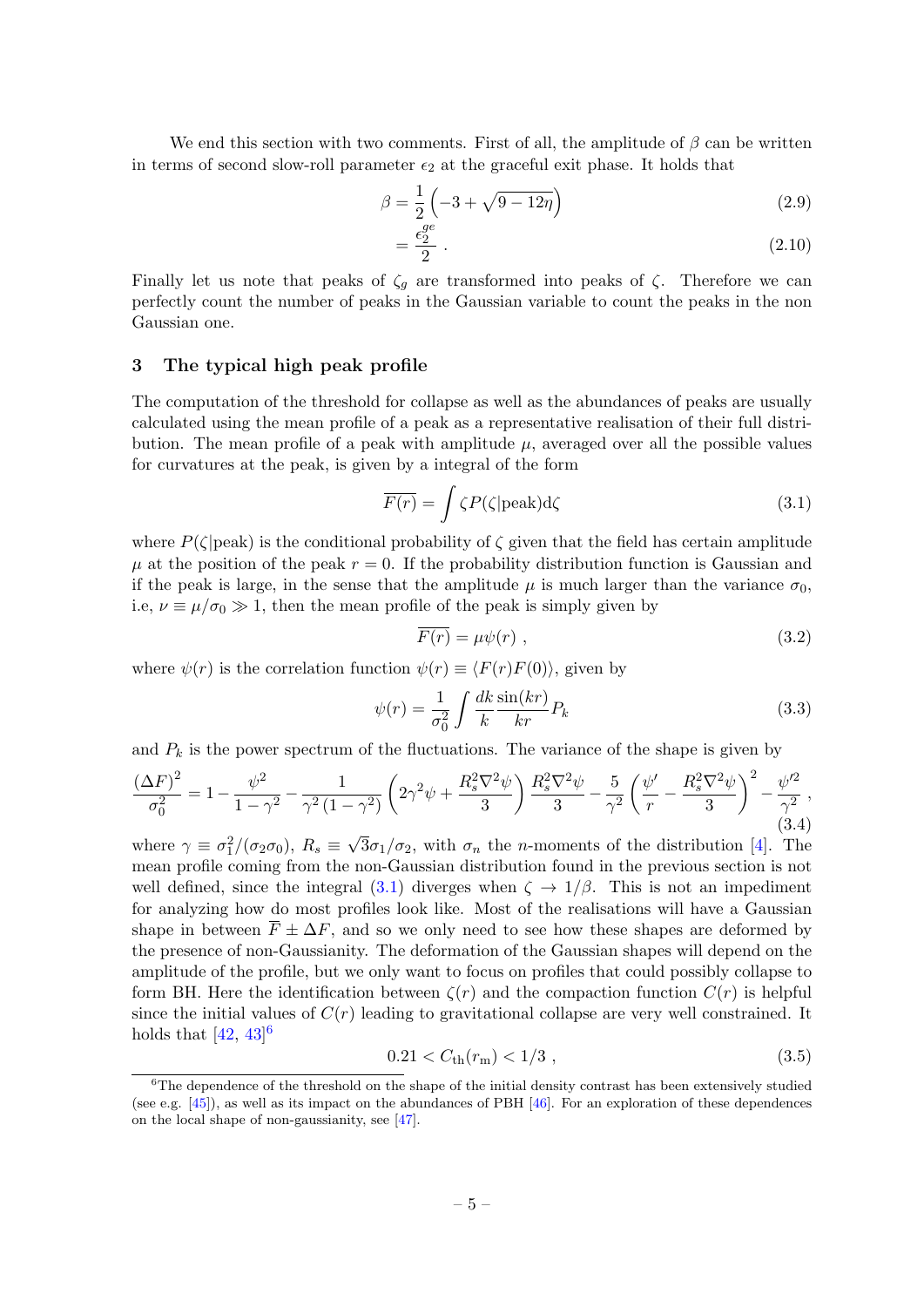We end this section with two comments. First of all, the amplitude of $\beta$ can be written in terms of second slow-roll parameter $\epsilon_2$ at the graceful exit phase. It holds that

$$\beta = \frac{1}{2}\left(-3+\sqrt{9-12\eta}\right) \tag{2.9}$$

$$= \frac{\epsilon_2^{ge}}{2} \; . \tag{2.10}$$

Finally let us note that peaks of $\zeta_g$ are transformed into peaks of $\zeta$. Therefore we can perfectly count the number of peaks in the Gaussian variable to count the peaks in the non Gaussian one.

## 3 The typical high peak profile

The computation of the threshold for collapse as well as the abundances of peaks are usually calculated using the mean profile of a peak as a representative realisation of their full distribution. The mean profile of a peak with amplitude $\mu$, averaged over all the possible values for curvatures at the peak, is given by a integral of the form

$$\overline{F(r)} = \int \zeta P(\zeta|\text{peak}) \mathrm{d}\zeta \tag{3.1}$$

where $P(\zeta|\text{peak})$ is the conditional probability of $\zeta$ given that the field has certain amplitude $\mu$ at the position of the peak $r=0$. If the probability distribution function is Gaussian and if the peak is large, in the sense that the amplitude $\mu$ is much larger than the variance $\sigma_0$, i.e, $\nu \equiv \mu/\sigma_0 \gg 1$, then the mean profile of the peak is simply given by

$$\overline{F(r)} = \mu\psi(r) \; , \tag{3.2}$$

where $\psi(r)$ is the correlation function $\psi(r) \equiv \langle F(r)F(0)\rangle$, given by

$$\psi(r) = \frac{1}{\sigma_0^2}\int \frac{dk}{k}\frac{\sin(kr)}{kr}P_k \tag{3.3}$$

and $P_k$ is the power spectrum of the fluctuations. The variance of the shape is given by

$$\frac{(\Delta F)^2}{\sigma_0^2} = 1 - \frac{\psi^2}{1-\gamma^2} - \frac{1}{\gamma^2\left(1-\gamma^2\right)}\left(2\gamma^2\psi + \frac{R_s^2\nabla^2\psi}{3}\right)\frac{R_s^2\nabla^2\psi}{3} - \frac{5}{\gamma^2}\left(\frac{\psi'}{r} - \frac{R_s^2\nabla^2\psi}{3}\right)^2 - \frac{\psi'^2}{\gamma^2} \; , \tag{3.4}$$

where $\gamma \equiv \sigma_1^2/(\sigma_2\sigma_0)$, $R_s \equiv \sqrt{3}\sigma_1/\sigma_2$, with $\sigma_n$ the $n$-moments of the distribution [4]. The mean profile coming from the non-Gaussian distribution found in the previous section is not well defined, since the integral (3.1) diverges when $\zeta \to 1/\beta$. This is not an impediment for analyzing how do most profiles look like. Most of the realisations will have a Gaussian shape in between $\overline{F} \pm \Delta F$, and so we only need to see how these shapes are deformed by the presence of non-Gaussianity. The deformation of the Gaussian shapes will depend on the amplitude of the profile, but we only want to focus on profiles that could possibly collapse to form BH. Here the identification between $\zeta(r)$ and the compaction function $C(r)$ is helpful since the initial values of $C(r)$ leading to gravitational collapse are very well constrained. It holds that [42, 43][6]

$$0.21 < C_{\rm th}(r_{\rm m}) < 1/3 \; , \tag{3.5}$$

[6] The dependence of the threshold on the shape of the initial density contrast has been extensively studied (see e.g. [45]), as well as its impact on the abundances of PBH [46]. For an exploration of these dependences on the local shape of non-gaussianity, see [47].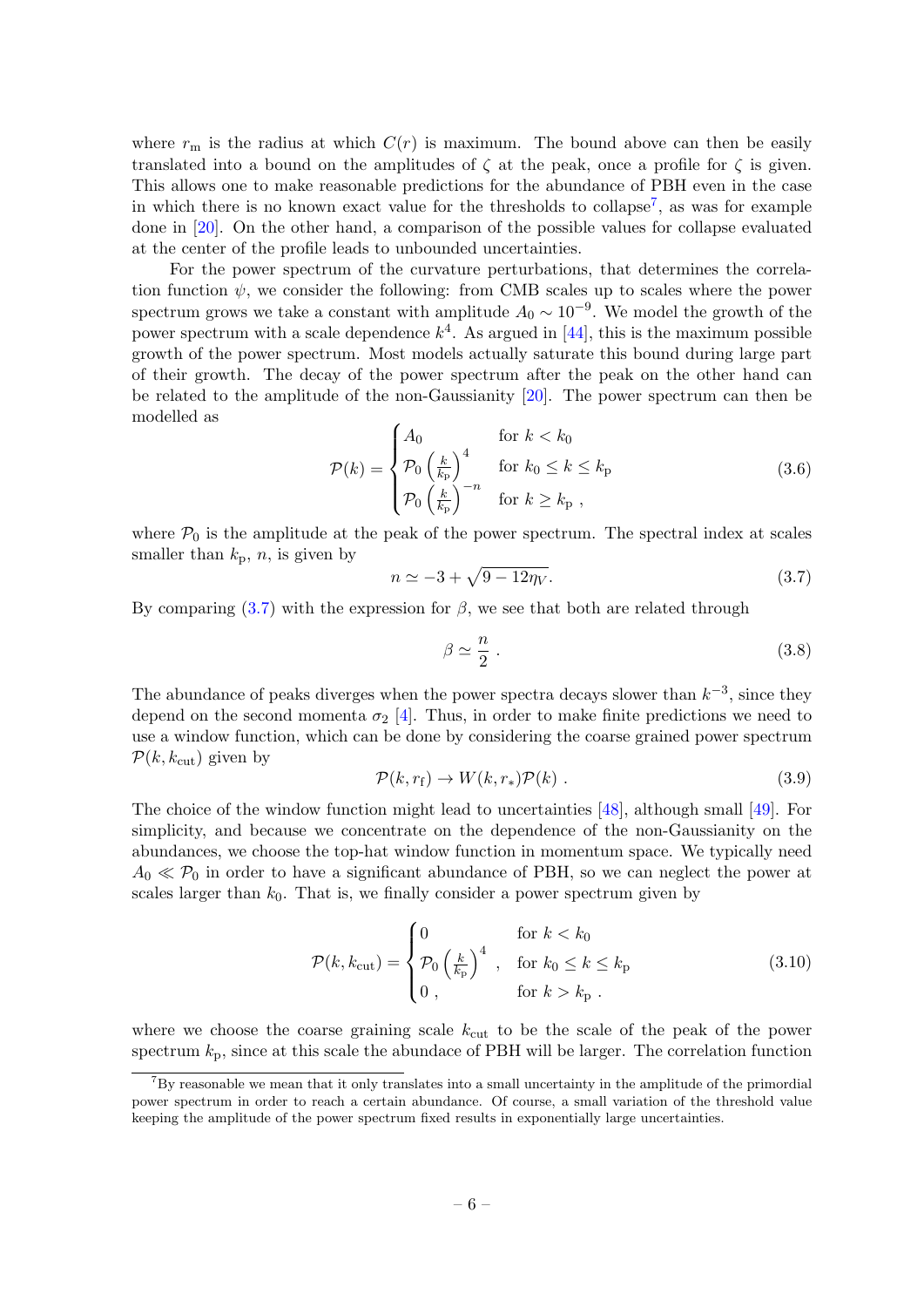where $r_\mathrm{m}$ is the radius at which $C(r)$ is maximum. The bound above can then be easily translated into a bound on the amplitudes of $\zeta$ at the peak, once a profile for $\zeta$ is given. This allows one to make reasonable predictions for the abundance of PBH even in the case in which there is no known exact value for the thresholds to collapse[7], as was for example done in [20]. On the other hand, a comparison of the possible values for collapse evaluated at the center of the profile leads to unbounded uncertainties.

For the power spectrum of the curvature perturbations, that determines the correlation function $\psi$, we consider the following: from CMB scales up to scales where the power spectrum grows we take a constant with amplitude $A_0 \sim 10^{-9}$. We model the growth of the power spectrum with a scale dependence $k^4$. As argued in [44], this is the maximum possible growth of the power spectrum. Most models actually saturate this bound during large part of their growth. The decay of the power spectrum after the peak on the other hand can be related to the amplitude of the non-Gaussianity [20]. The power spectrum can then be modelled as

$$\mathcal{P}(k) = \begin{cases} A_0 & \text{for } k < k_0 \\ \mathcal{P}_0 \left(\frac{k}{k_\mathrm{p}}\right)^4 & \text{for } k_0 \leq k \leq k_\mathrm{p} \\ \mathcal{P}_0 \left(\frac{k}{k_\mathrm{p}}\right)^{-n} & \text{for } k \geq k_\mathrm{p} \ , \end{cases} \tag{3.6}$$

where $\mathcal{P}_0$ is the amplitude at the peak of the power spectrum. The spectral index at scales smaller than $k_\mathrm{p}$, $n$, is given by

$$n \simeq -3 + \sqrt{9 - 12\eta_V}. \tag{3.7}$$

By comparing (3.7) with the expression for $\beta$, we see that both are related through

$$\beta \simeq \frac{n}{2} \ . \tag{3.8}$$

The abundance of peaks diverges when the power spectra decays slower than $k^{-3}$, since they depend on the second momenta $\sigma_2$ [4]. Thus, in order to make finite predictions we need to use a window function, which can be done by considering the coarse grained power spectrum $\mathcal{P}(k, k_\mathrm{cut})$ given by

$$\mathcal{P}(k, r_\mathrm{f}) \to W(k, r_*)\mathcal{P}(k) \ . \tag{3.9}$$

The choice of the window function might lead to uncertainties [48], although small [49]. For simplicity, and because we concentrate on the dependence of the non-Gaussianity on the abundances, we choose the top-hat window function in momentum space. We typically need $A_0 \ll \mathcal{P}_0$ in order to have a significant abundance of PBH, so we can neglect the power at scales larger than $k_0$. That is, we finally consider a power spectrum given by

$$\mathcal{P}(k, k_\mathrm{cut}) = \begin{cases} 0 & \text{for } k < k_0 \\ \mathcal{P}_0 \left(\frac{k}{k_\mathrm{p}}\right)^4 \ , & \text{for } k_0 \leq k \leq k_\mathrm{p} \\ 0 \ , & \text{for } k > k_\mathrm{p} \ . \end{cases} \tag{3.10}$$

where we choose the coarse graining scale $k_\mathrm{cut}$ to be the scale of the peak of the power spectrum $k_\mathrm{p}$, since at this scale the abundace of PBH will be larger. The correlation function

[7] By reasonable we mean that it only translates into a small uncertainty in the amplitude of the primordial power spectrum in order to reach a certain abundance. Of course, a small variation of the threshold value keeping the amplitude of the power spectrum fixed results in exponentially large uncertainties.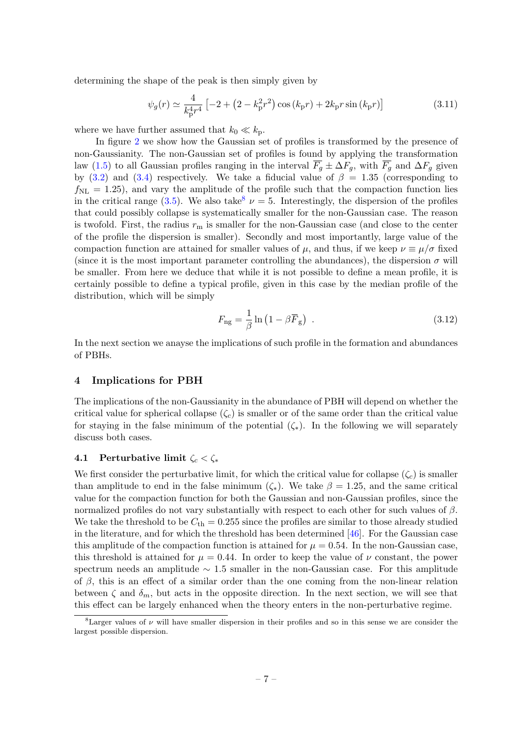determining the shape of the peak is then simply given by

$$\psi_g(r) \simeq \frac{4}{k_{\rm p}^4 r^4}\left[-2+\left(2-k_{\rm p}^2 r^2\right)\cos\left(k_{\rm p} r\right)+2k_{\rm p} r\sin\left(k_{\rm p} r\right)\right] \tag{3.11}$$

where we have further assumed that $k_0 \ll k_{\rm p}$.

In figure 2 we show how the Gaussian set of profiles is transformed by the presence of non-Gaussianity. The non-Gaussian set of profiles is found by applying the transformation law (1.5) to all Gaussian profiles ranging in the interval $\overline{F_g} \pm \Delta F_g$, with $\overline{F_g}$ and $\Delta F_g$ given by (3.2) and (3.4) respectively. We take a fiducial value of $\beta = 1.35$ (corresponding to $f_{\rm NL} = 1.25$), and vary the amplitude of the profile such that the compaction function lies in the critical range (3.5). We also take[8] $\nu = 5$. Interestingly, the dispersion of the profiles that could possibly collapse is systematically smaller for the non-Gaussian case. The reason is twofold. First, the radius $r_{\rm m}$ is smaller for the non-Gaussian case (and close to the center of the profile the dispersion is smaller). Secondly and most importantly, large value of the compaction function are attained for smaller values of $\mu$, and thus, if we keep $\nu \equiv \mu/\sigma$ fixed (since it is the most important parameter controlling the abundances), the dispersion $\sigma$ will be smaller. From here we deduce that while it is not possible to define a mean profile, it is certainly possible to define a typical profile, given in this case by the median profile of the distribution, which will be simply

$$F_{\rm ng} = \frac{1}{\beta}\ln\left(1-\beta\overline{F}_{\rm g}\right) \ . \tag{3.12}$$

In the next section we anayse the implications of such profile in the formation and abundances of PBHs.

## 4 Implications for PBH

The implications of the non-Gaussianity in the abundance of PBH will depend on whether the critical value for spherical collapse ($\zeta_c$) is smaller or of the same order than the critical value for staying in the false minimum of the potential ($\zeta_*$). In the following we will separately discuss both cases.

### 4.1 Perturbative limit $\zeta_c < \zeta_*$

We first consider the perturbative limit, for which the critical value for collapse ($\zeta_c$) is smaller than amplitude to end in the false minimum ($\zeta_*$). We take $\beta = 1.25$, and the same critical value for the compaction function for both the Gaussian and non-Gaussian profiles, since the normalized profiles do not vary substantially with respect to each other for such values of $\beta$. We take the threshold to be $C_{\rm th} = 0.255$ since the profiles are similar to those already studied in the literature, and for which the threshold has been determined [46]. For the Gaussian case this amplitude of the compaction function is attained for $\mu = 0.54$. In the non-Gaussian case, this threshold is attained for $\mu = 0.44$. In order to keep the value of $\nu$ constant, the power spectrum needs an amplitude $\sim 1.5$ smaller in the non-Gaussian case. For this amplitude of $\beta$, this is an effect of a similar order than the one coming from the non-linear relation between $\zeta$ and $\delta_m$, but acts in the opposite direction. In the next section, we will see that this effect can be largely enhanced when the theory enters in the non-perturbative regime.

[8] Larger values of $\nu$ will have smaller dispersion in their profiles and so in this sense we are consider the largest possible dispersion.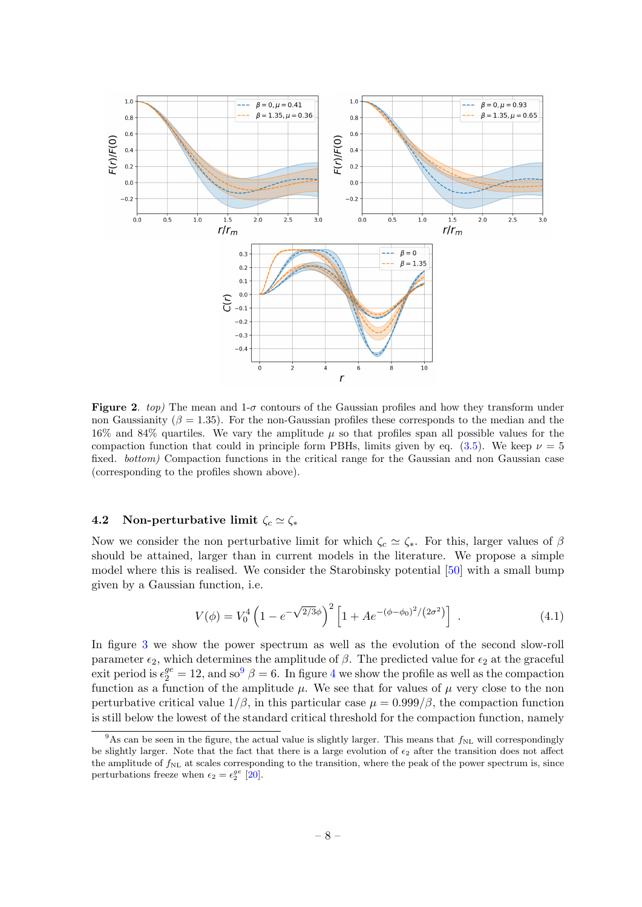**Figure 2**. *top)* The mean and 1-$\sigma$ contours of the Gaussian profiles and how they transform under non Gaussianity ($\beta = 1.35$). For the non-Gaussian profiles these corresponds to the median and the 16% and 84% quartiles. We vary the amplitude $\mu$ so that profiles span all possible values for the compaction function that could in principle form PBHs, limits given by eq. (3.5). We keep $\nu = 5$ fixed. *bottom)* Compaction functions in the critical range for the Gaussian and non Gaussian case (corresponding to the profiles shown above).

### 4.2 Non-perturbative limit $\zeta_c \simeq \zeta_*$

Now we consider the non perturbative limit for which $\zeta_c \simeq \zeta_*$. For this, larger values of $\beta$ should be attained, larger than in current models in the literature. We propose a simple model where this is realised. We consider the Starobinsky potential [50] with a small bump given by a Gaussian function, i.e.

$$V(\phi) = V_0^4 \left(1 - e^{-\sqrt{2/3}\phi}\right)^2 \left[1 + Ae^{-(\phi-\phi_0)^2/(2\sigma^2)}\right] \; . \tag{4.1}$$

In figure 3 we show the power spectrum as well as the evolution of the second slow-roll parameter $\epsilon_2$, which determines the amplitude of $\beta$. The predicted value for $\epsilon_2$ at the graceful exit period is $\epsilon_2^{ge} = 12$, and so[9] $\beta = 6$. In figure 4 we show the profile as well as the compaction function as a function of the amplitude $\mu$. We see that for values of $\mu$ very close to the non perturbative critical value $1/\beta$, in this particular case $\mu = 0.999/\beta$, the compaction function is still below the lowest of the standard critical threshold for the compaction function, namely

[9] As can be seen in the figure, the actual value is slightly larger. This means that $f_{\rm NL}$ will correspondingly be slightly larger. Note that the fact that there is a large evolution of $\epsilon_2$ after the transition does not affect the amplitude of $f_{\rm NL}$ at scales corresponding to the transition, where the peak of the power spectrum is, since perturbations freeze when $\epsilon_2 = \epsilon_2^{ge}$ [20].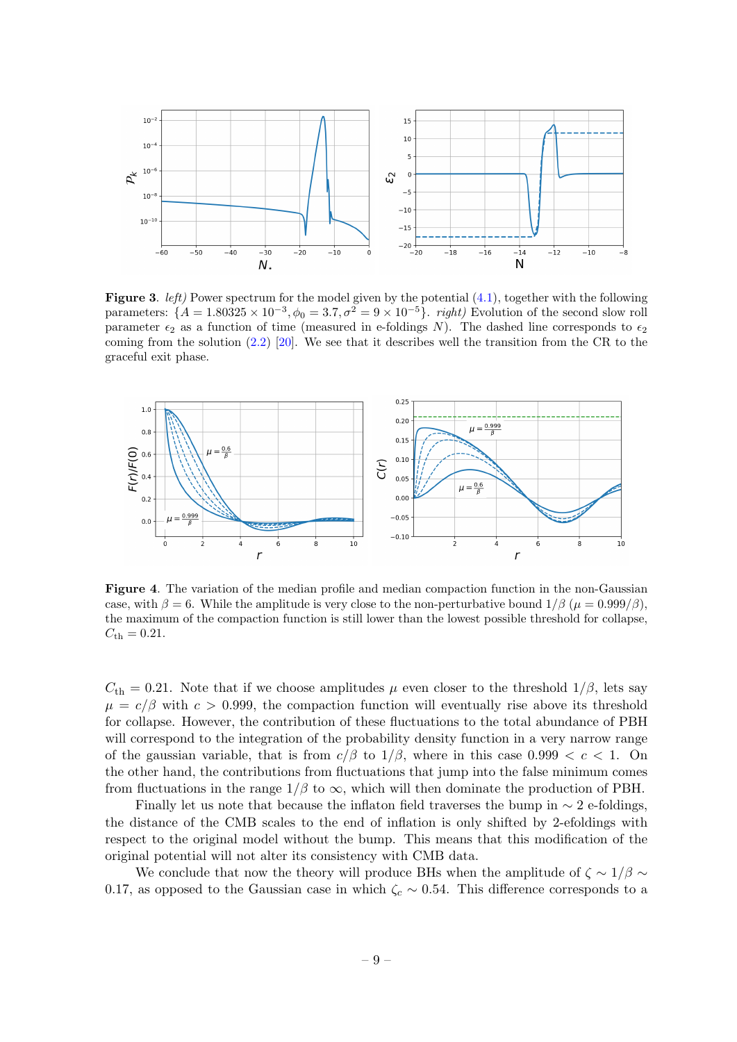**Figure 3**. *left)* Power spectrum for the model given by the potential (4.1), together with the following parameters: $\{A = 1.80325 \times 10^{-3}, \phi_0 = 3.7, \sigma^2 = 9 \times 10^{-5}\}$. *right)* Evolution of the second slow roll parameter $\epsilon_2$ as a function of time (measured in e-foldings $N$). The dashed line corresponds to $\epsilon_2$ coming from the solution (2.2) [20]. We see that it describes well the transition from the CR to the graceful exit phase.

**Figure 4**. The variation of the median profile and median compaction function in the non-Gaussian case, with $\beta = 6$. While the amplitude is very close to the non-perturbative bound $1/\beta$ ($\mu = 0.999/\beta$), the maximum of the compaction function is still lower than the lowest possible threshold for collapse, $C_{\rm th} = 0.21$.

$C_{\rm th} = 0.21$. Note that if we choose amplitudes $\mu$ even closer to the threshold $1/\beta$, lets say $\mu = c/\beta$ with $c > 0.999$, the compaction function will eventually rise above its threshold for collapse. However, the contribution of these fluctuations to the total abundance of PBH will correspond to the integration of the probability density function in a very narrow range of the gaussian variable, that is from $c/\beta$ to $1/\beta$, where in this case $0.999 < c < 1$. On the other hand, the contributions from fluctuations that jump into the false minimum comes from fluctuations in the range $1/\beta$ to $\infty$, which will then dominate the production of PBH.

Finally let us note that because the inflaton field traverses the bump in $\sim 2$ e-foldings, the distance of the CMB scales to the end of inflation is only shifted by 2-efoldings with respect to the original model without the bump. This means that this modification of the original potential will not alter its consistency with CMB data.

We conclude that now the theory will produce BHs when the amplitude of $\zeta \sim 1/\beta \sim 0.17$, as opposed to the Gaussian case in which $\zeta_c \sim 0.54$. This difference corresponds to a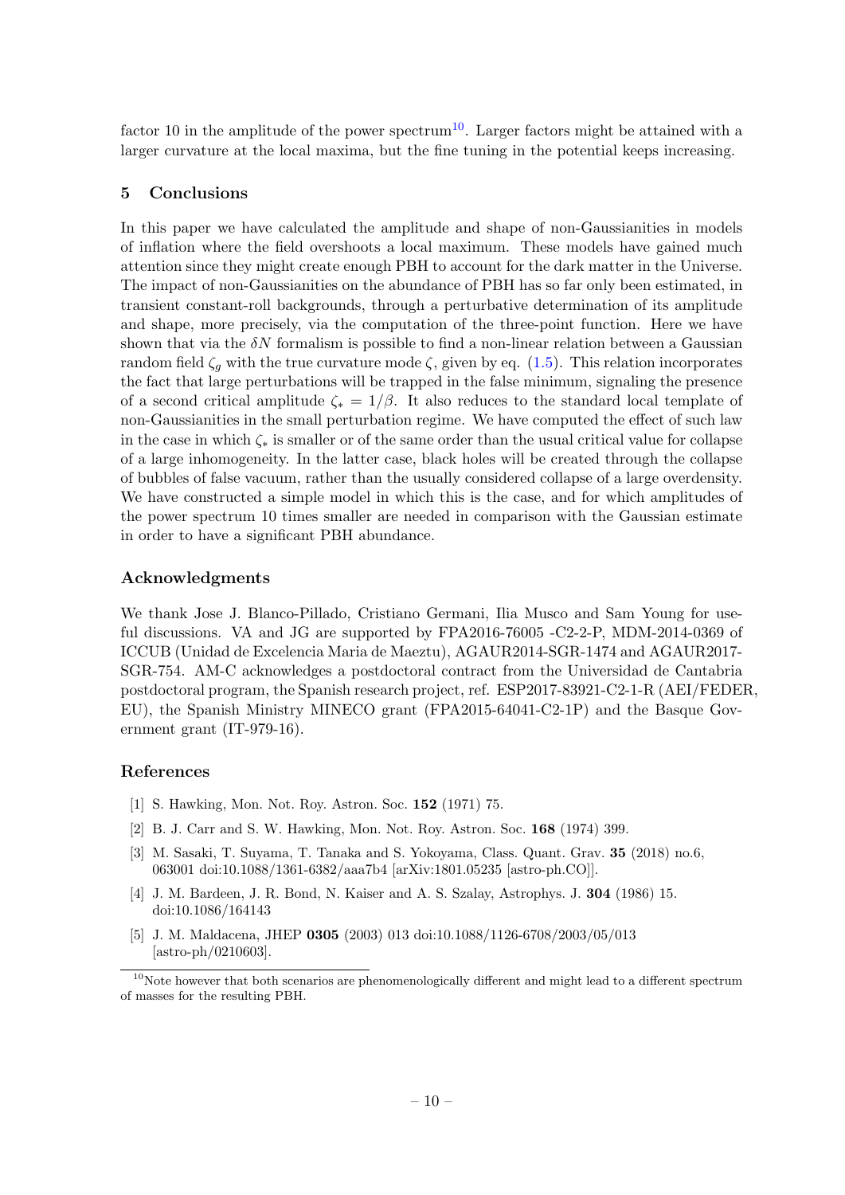factor 10 in the amplitude of the power spectrum[10]. Larger factors might be attained with a larger curvature at the local maxima, but the fine tuning in the potential keeps increasing.

## 5 Conclusions

In this paper we have calculated the amplitude and shape of non-Gaussianities in models of inflation where the field overshoots a local maximum. These models have gained much attention since they might create enough PBH to account for the dark matter in the Universe. The impact of non-Gaussianities on the abundance of PBH has so far only been estimated, in transient constant-roll backgrounds, through a perturbative determination of its amplitude and shape, more precisely, via the computation of the three-point function. Here we have shown that via the $\delta N$ formalism is possible to find a non-linear relation between a Gaussian random field $\zeta_g$ with the true curvature mode $\zeta$, given by eq. (1.5). This relation incorporates the fact that large perturbations will be trapped in the false minimum, signaling the presence of a second critical amplitude $\zeta_* = 1/\beta$. It also reduces to the standard local template of non-Gaussianities in the small perturbation regime. We have computed the effect of such law in the case in which $\zeta_*$ is smaller or of the same order than the usual critical value for collapse of a large inhomogeneity. In the latter case, black holes will be created through the collapse of bubbles of false vacuum, rather than the usually considered collapse of a large overdensity. We have constructed a simple model in which this is the case, and for which amplitudes of the power spectrum 10 times smaller are needed in comparison with the Gaussian estimate in order to have a significant PBH abundance.

## Acknowledgments

We thank Jose J. Blanco-Pillado, Cristiano Germani, Ilia Musco and Sam Young for useful discussions. VA and JG are supported by FPA2016-76005 -C2-2-P, MDM-2014-0369 of ICCUB (Unidad de Excelencia Maria de Maeztu), AGAUR2014-SGR-1474 and AGAUR2017-SGR-754. AM-C acknowledges a postdoctoral contract from the Universidad de Cantabria postdoctoral program, the Spanish research project, ref. ESP2017-83921-C2-1-R (AEI/FEDER, EU), the Spanish Ministry MINECO grant (FPA2015-64041-C2-1P) and the Basque Government grant (IT-979-16).

## References

[1] S. Hawking, Mon. Not. Roy. Astron. Soc. **152** (1971) 75.

[2] B. J. Carr and S. W. Hawking, Mon. Not. Roy. Astron. Soc. **168** (1974) 399.

[3] M. Sasaki, T. Suyama, T. Tanaka and S. Yokoyama, Class. Quant. Grav. **35** (2018) no.6, 063001 doi:10.1088/1361-6382/aaa7b4 [arXiv:1801.05235 [astro-ph.CO]].

[4] J. M. Bardeen, J. R. Bond, N. Kaiser and A. S. Szalay, Astrophys. J. **304** (1986) 15. doi:10.1086/164143

[5] J. M. Maldacena, JHEP **0305** (2003) 013 doi:10.1088/1126-6708/2003/05/013 [astro-ph/0210603].

[10] Note however that both scenarios are phenomenologically different and might lead to a different spectrum of masses for the resulting PBH.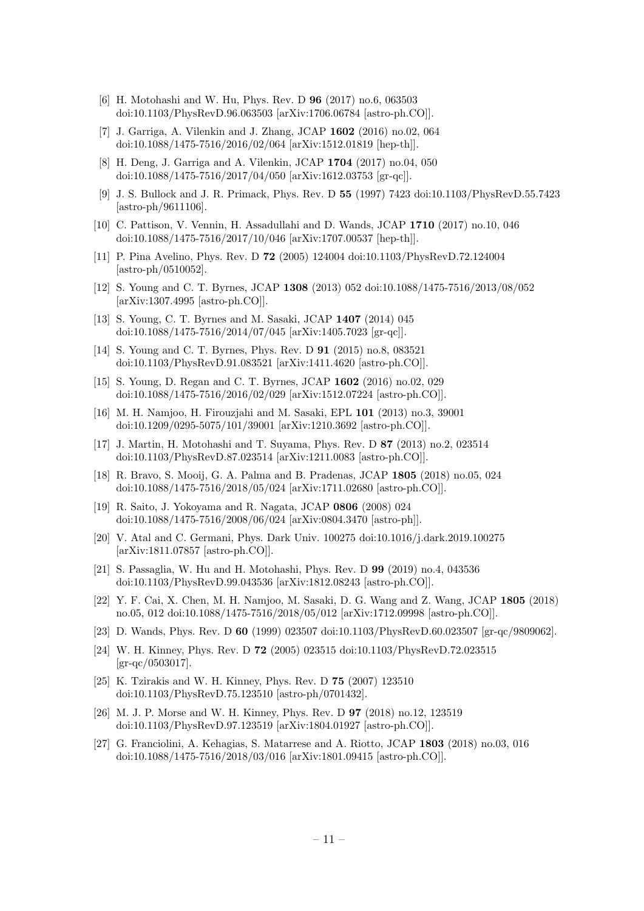[6] H. Motohashi and W. Hu, Phys. Rev. D **96** (2017) no.6, 063503 doi:10.1103/PhysRevD.96.063503 [arXiv:1706.06784 [astro-ph.CO]].

[7] J. Garriga, A. Vilenkin and J. Zhang, JCAP **1602** (2016) no.02, 064 doi:10.1088/1475-7516/2016/02/064 [arXiv:1512.01819 [hep-th]].

[8] H. Deng, J. Garriga and A. Vilenkin, JCAP **1704** (2017) no.04, 050 doi:10.1088/1475-7516/2017/04/050 [arXiv:1612.03753 [gr-qc]].

[9] J. S. Bullock and J. R. Primack, Phys. Rev. D **55** (1997) 7423 doi:10.1103/PhysRevD.55.7423 [astro-ph/9611106].

[10] C. Pattison, V. Vennin, H. Assadullahi and D. Wands, JCAP **1710** (2017) no.10, 046 doi:10.1088/1475-7516/2017/10/046 [arXiv:1707.00537 [hep-th]].

[11] P. Pina Avelino, Phys. Rev. D **72** (2005) 124004 doi:10.1103/PhysRevD.72.124004 [astro-ph/0510052].

[12] S. Young and C. T. Byrnes, JCAP **1308** (2013) 052 doi:10.1088/1475-7516/2013/08/052 [arXiv:1307.4995 [astro-ph.CO]].

[13] S. Young, C. T. Byrnes and M. Sasaki, JCAP **1407** (2014) 045 doi:10.1088/1475-7516/2014/07/045 [arXiv:1405.7023 [gr-qc]].

[14] S. Young and C. T. Byrnes, Phys. Rev. D **91** (2015) no.8, 083521 doi:10.1103/PhysRevD.91.083521 [arXiv:1411.4620 [astro-ph.CO]].

[15] S. Young, D. Regan and C. T. Byrnes, JCAP **1602** (2016) no.02, 029 doi:10.1088/1475-7516/2016/02/029 [arXiv:1512.07224 [astro-ph.CO]].

[16] M. H. Namjoo, H. Firouzjahi and M. Sasaki, EPL **101** (2013) no.3, 39001 doi:10.1209/0295-5075/101/39001 [arXiv:1210.3692 [astro-ph.CO]].

[17] J. Martin, H. Motohashi and T. Suyama, Phys. Rev. D **87** (2013) no.2, 023514 doi:10.1103/PhysRevD.87.023514 [arXiv:1211.0083 [astro-ph.CO]].

[18] R. Bravo, S. Mooij, G. A. Palma and B. Pradenas, JCAP **1805** (2018) no.05, 024 doi:10.1088/1475-7516/2018/05/024 [arXiv:1711.02680 [astro-ph.CO]].

[19] R. Saito, J. Yokoyama and R. Nagata, JCAP **0806** (2008) 024 doi:10.1088/1475-7516/2008/06/024 [arXiv:0804.3470 [astro-ph]].

[20] V. Atal and C. Germani, Phys. Dark Univ. 100275 doi:10.1016/j.dark.2019.100275 [arXiv:1811.07857 [astro-ph.CO]].

[21] S. Passaglia, W. Hu and H. Motohashi, Phys. Rev. D **99** (2019) no.4, 043536 doi:10.1103/PhysRevD.99.043536 [arXiv:1812.08243 [astro-ph.CO]].

[22] Y. F. Cai, X. Chen, M. H. Namjoo, M. Sasaki, D. G. Wang and Z. Wang, JCAP **1805** (2018) no.05, 012 doi:10.1088/1475-7516/2018/05/012 [arXiv:1712.09998 [astro-ph.CO]].

[23] D. Wands, Phys. Rev. D **60** (1999) 023507 doi:10.1103/PhysRevD.60.023507 [gr-qc/9809062].

[24] W. H. Kinney, Phys. Rev. D **72** (2005) 023515 doi:10.1103/PhysRevD.72.023515 [gr-qc/0503017].

[25] K. Tzirakis and W. H. Kinney, Phys. Rev. D **75** (2007) 123510 doi:10.1103/PhysRevD.75.123510 [astro-ph/0701432].

[26] M. J. P. Morse and W. H. Kinney, Phys. Rev. D **97** (2018) no.12, 123519 doi:10.1103/PhysRevD.97.123519 [arXiv:1804.01927 [astro-ph.CO]].

[27] G. Franciolini, A. Kehagias, S. Matarrese and A. Riotto, JCAP **1803** (2018) no.03, 016 doi:10.1088/1475-7516/2018/03/016 [arXiv:1801.09415 [astro-ph.CO]].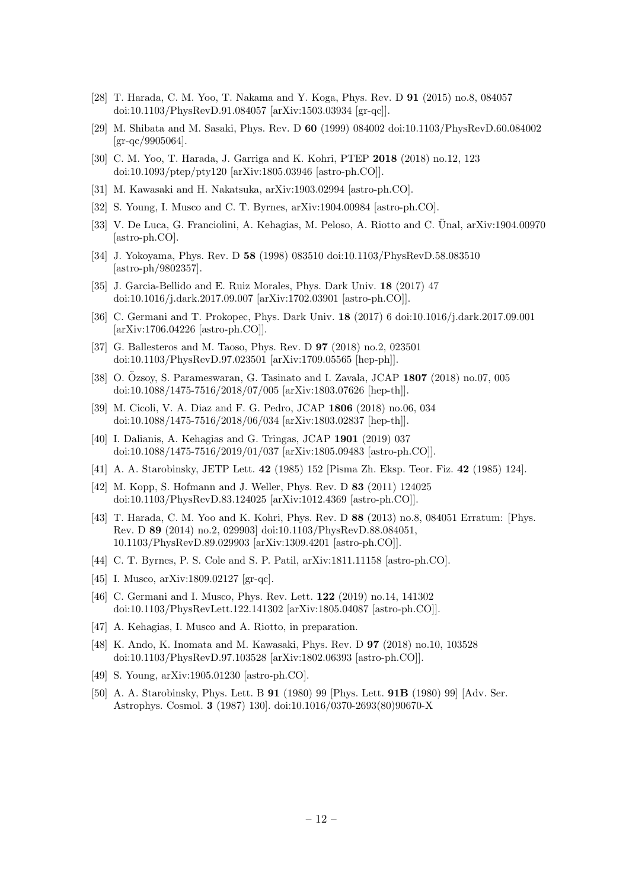[28] T. Harada, C. M. Yoo, T. Nakama and Y. Koga, Phys. Rev. D **91** (2015) no.8, 084057 doi:10.1103/PhysRevD.91.084057 [arXiv:1503.03934 [gr-qc]].

[29] M. Shibata and M. Sasaki, Phys. Rev. D **60** (1999) 084002 doi:10.1103/PhysRevD.60.084002 [gr-qc/9905064].

[30] C. M. Yoo, T. Harada, J. Garriga and K. Kohri, PTEP **2018** (2018) no.12, 123 doi:10.1093/ptep/pty120 [arXiv:1805.03946 [astro-ph.CO]].

[31] M. Kawasaki and H. Nakatsuka, arXiv:1903.02994 [astro-ph.CO].

[32] S. Young, I. Musco and C. T. Byrnes, arXiv:1904.00984 [astro-ph.CO].

[33] V. De Luca, G. Franciolini, A. Kehagias, M. Peloso, A. Riotto and C. Ünal, arXiv:1904.00970 [astro-ph.CO].

[34] J. Yokoyama, Phys. Rev. D **58** (1998) 083510 doi:10.1103/PhysRevD.58.083510 [astro-ph/9802357].

[35] J. Garcia-Bellido and E. Ruiz Morales, Phys. Dark Univ. **18** (2017) 47 doi:10.1016/j.dark.2017.09.007 [arXiv:1702.03901 [astro-ph.CO]].

[36] C. Germani and T. Prokopec, Phys. Dark Univ. **18** (2017) 6 doi:10.1016/j.dark.2017.09.001 [arXiv:1706.04226 [astro-ph.CO]].

[37] G. Ballesteros and M. Taoso, Phys. Rev. D **97** (2018) no.2, 023501 doi:10.1103/PhysRevD.97.023501 [arXiv:1709.05565 [hep-ph]].

[38] O. Özsoy, S. Parameswaran, G. Tasinato and I. Zavala, JCAP **1807** (2018) no.07, 005 doi:10.1088/1475-7516/2018/07/005 [arXiv:1803.07626 [hep-th]].

[39] M. Cicoli, V. A. Diaz and F. G. Pedro, JCAP **1806** (2018) no.06, 034 doi:10.1088/1475-7516/2018/06/034 [arXiv:1803.02837 [hep-th]].

[40] I. Dalianis, A. Kehagias and G. Tringas, JCAP **1901** (2019) 037 doi:10.1088/1475-7516/2019/01/037 [arXiv:1805.09483 [astro-ph.CO]].

[41] A. A. Starobinsky, JETP Lett. **42** (1985) 152 [Pisma Zh. Eksp. Teor. Fiz. **42** (1985) 124].

[42] M. Kopp, S. Hofmann and J. Weller, Phys. Rev. D **83** (2011) 124025 doi:10.1103/PhysRevD.83.124025 [arXiv:1012.4369 [astro-ph.CO]].

[43] T. Harada, C. M. Yoo and K. Kohri, Phys. Rev. D **88** (2013) no.8, 084051 Erratum: [Phys. Rev. D **89** (2014) no.2, 029903] doi:10.1103/PhysRevD.88.084051, 10.1103/PhysRevD.89.029903 [arXiv:1309.4201 [astro-ph.CO]].

[44] C. T. Byrnes, P. S. Cole and S. P. Patil, arXiv:1811.11158 [astro-ph.CO].

[45] I. Musco, arXiv:1809.02127 [gr-qc].

[46] C. Germani and I. Musco, Phys. Rev. Lett. **122** (2019) no.14, 141302 doi:10.1103/PhysRevLett.122.141302 [arXiv:1805.04087 [astro-ph.CO]].

[47] A. Kehagias, I. Musco and A. Riotto, in preparation.

[48] K. Ando, K. Inomata and M. Kawasaki, Phys. Rev. D **97** (2018) no.10, 103528 doi:10.1103/PhysRevD.97.103528 [arXiv:1802.06393 [astro-ph.CO]].

[49] S. Young, arXiv:1905.01230 [astro-ph.CO].

[50] A. A. Starobinsky, Phys. Lett. B **91** (1980) 99 [Phys. Lett. **91B** (1980) 99] [Adv. Ser. Astrophys. Cosmol. **3** (1987) 130]. doi:10.1016/0370-2693(80)90670-X